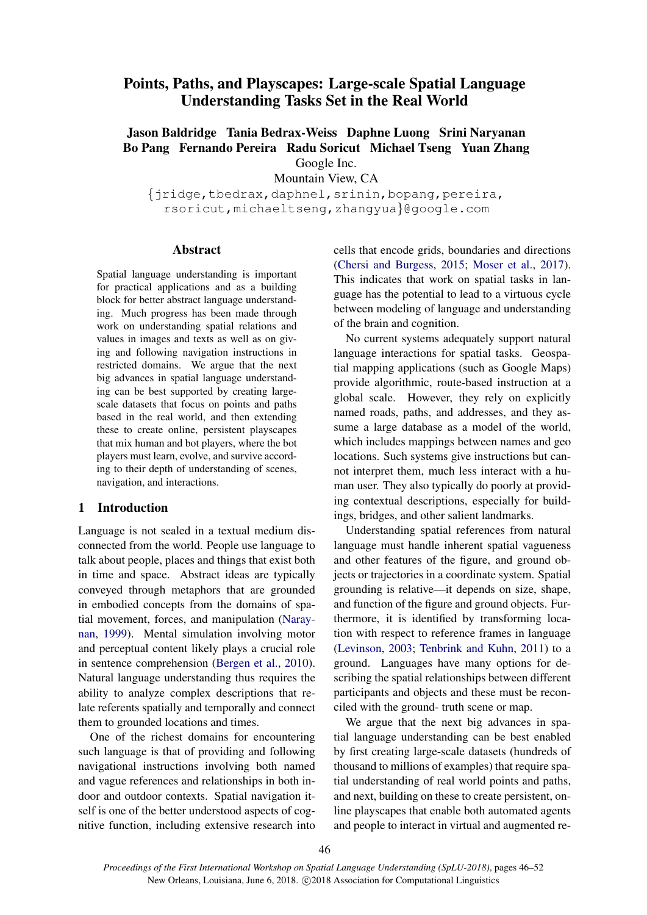# Points, Paths, and Playscapes: Large-scale Spatial Language Understanding Tasks Set in the Real World

**Jason Baldridge Tania Bedrax-Weiss Daphne Luong Srini Naryanan Bo Pang Fernando Pereira Radu Soricut Michael Tseng Yuan Zhang**

Google Inc.

Mountain View, CA

{jridge,tbedrax,daphnel,srinin,bopang,pereira,rsoricut,michaeltseng,zhangyua}@google.com

## Abstract

Spatial language understanding is important for practical applications and as a building block for better abstract language understanding. Much progress has been made through work on understanding spatial relations and values in images and texts as well as on giving and following navigation instructions in restricted domains. We argue that the next big advances in spatial language understanding can be best supported by creating large-scale datasets that focus on points and paths based in the real world, and then extending these to create online, persistent playscapes that mix human and bot players, where the bot players must learn, evolve, and survive according to their depth of understanding of scenes, navigation, and interactions.

## 1 Introduction

Language is not sealed in a textual medium disconnected from the world. People use language to talk about people, places and things that exist both in time and space. Abstract ideas are typically conveyed through metaphors that are grounded in embodied concepts from the domains of spatial movement, forces, and manipulation (Narayanan, 1999). Mental simulation involving motor and perceptual content likely plays a crucial role in sentence comprehension (Bergen et al., 2010). Natural language understanding thus requires the ability to analyze complex descriptions that relate referents spatially and temporally and connect them to grounded locations and times.

One of the richest domains for encountering such language is that of providing and following navigational instructions involving both named and vague references and relationships in both indoor and outdoor contexts. Spatial navigation itself is one of the better understood aspects of cognitive function, including extensive research into cells that encode grids, boundaries and directions (Chersi and Burgess, 2015; Moser et al., 2017). This indicates that work on spatial tasks in language has the potential to lead to a virtuous cycle between modeling of language and understanding of the brain and cognition.

No current systems adequately support natural language interactions for spatial tasks. Geospatial mapping applications (such as Google Maps) provide algorithmic, route-based instruction at a global scale. However, they rely on explicitly named roads, paths, and addresses, and they assume a large database as a model of the world, which includes mappings between names and geo locations. Such systems give instructions but cannot interpret them, much less interact with a human user. They also typically do poorly at providing contextual descriptions, especially for buildings, bridges, and other salient landmarks.

Understanding spatial references from natural language must handle inherent spatial vagueness and other features of the figure, and ground objects or trajectories in a coordinate system. Spatial grounding is relative—it depends on size, shape, and function of the figure and ground objects. Furthermore, it is identified by transforming location with respect to reference frames in language (Levinson, 2003; Tenbrink and Kuhn, 2011) to a ground. Languages have many options for describing the spatial relationships between different participants and objects and these must be reconciled with the ground- truth scene or map.

We argue that the next big advances in spatial language understanding can be best enabled by first creating large-scale datasets (hundreds of thousand to millions of examples) that require spatial understanding of real world points and paths, and next, building on these to create persistent, online playscapes that enable both automated agents and people to interact in virtual and augmented re-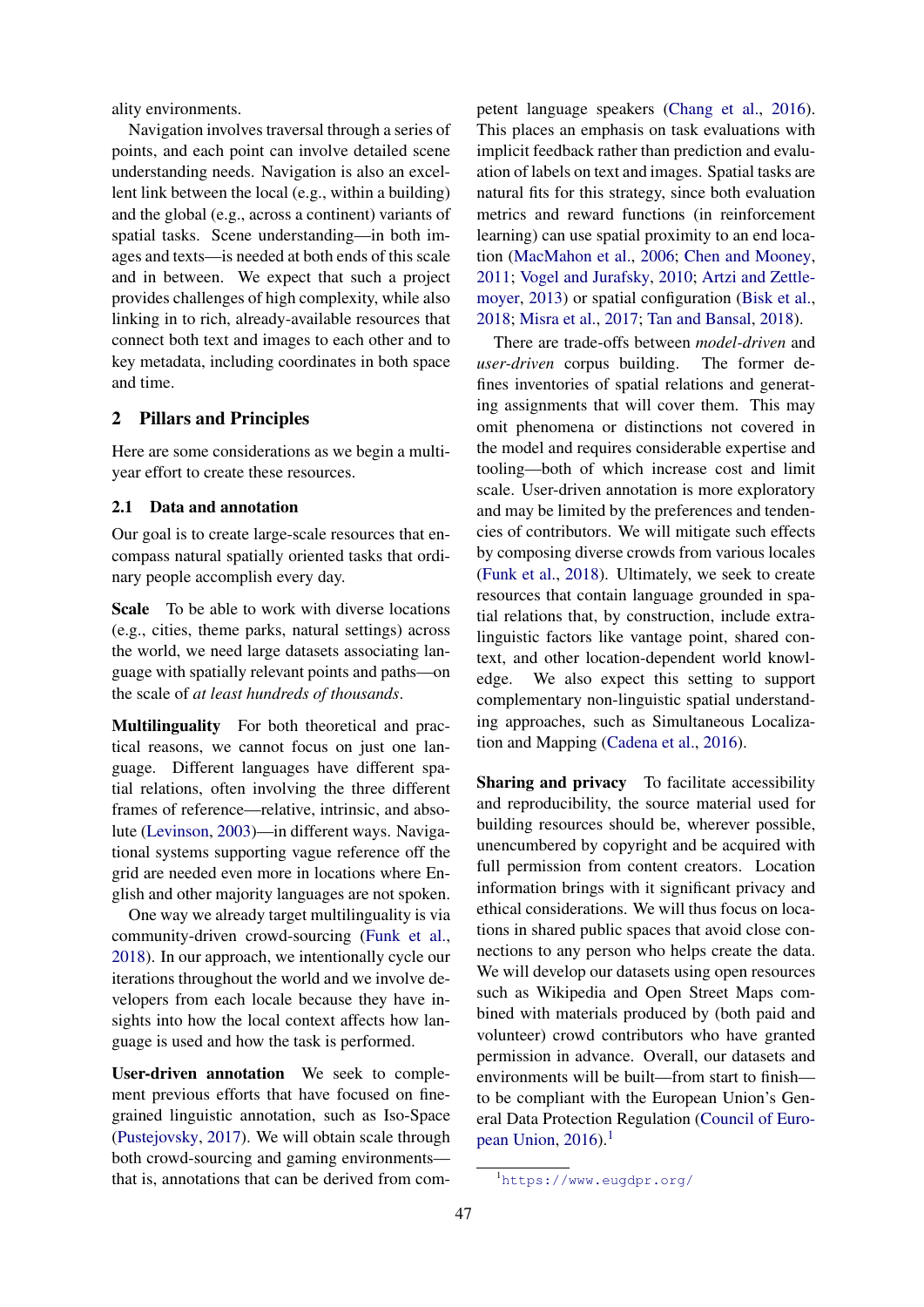ality environments.

Navigation involves traversal through a series of points, and each point can involve detailed scene understanding needs. Navigation is also an excellent link between the local (e.g., within a building) and the global (e.g., across a continent) variants of spatial tasks. Scene understanding—in both images and texts—is needed at both ends of this scale and in between. We expect that such a project provides challenges of high complexity, while also linking in to rich, already-available resources that connect both text and images to each other and to key metadata, including coordinates in both space and time.

## 2 Pillars and Principles

Here are some considerations as we begin a multi-year effort to create these resources.

### 2.1 Data and annotation

Our goal is to create large-scale resources that encompass natural spatially oriented tasks that ordinary people accomplish every day.

**Scale** To be able to work with diverse locations (e.g., cities, theme parks, natural settings) across the world, we need large datasets associating language with spatially relevant points and paths—on the scale of *at least hundreds of thousands*.

**Multilinguality** For both theoretical and practical reasons, we cannot focus on just one language. Different languages have different spatial relations, often involving the three different frames of reference—relative, intrinsic, and absolute (Levinson, 2003)—in different ways. Navigational systems supporting vague reference off the grid are needed even more in locations where English and other majority languages are not spoken.

One way we already target multilinguality is via community-driven crowd-sourcing (Funk et al., 2018). In our approach, we intentionally cycle our iterations throughout the world and we involve developers from each locale because they have insights into how the local context affects how language is used and how the task is performed.

**User-driven annotation** We seek to complement previous efforts that have focused on fine-grained linguistic annotation, such as Iso-Space (Pustejovsky, 2017). We will obtain scale through both crowd-sourcing and gaming environments—that is, annotations that can be derived from competent language speakers (Chang et al., 2016). This places an emphasis on task evaluations with implicit feedback rather than prediction and evaluation of labels on text and images. Spatial tasks are natural fits for this strategy, since both evaluation metrics and reward functions (in reinforcement learning) can use spatial proximity to an end location (MacMahon et al., 2006; Chen and Mooney, 2011; Vogel and Jurafsky, 2010; Artzi and Zettlemoyer, 2013) or spatial configuration (Bisk et al., 2018; Misra et al., 2017; Tan and Bansal, 2018).

There are trade-offs between *model-driven* and *user-driven* corpus building. The former defines inventories of spatial relations and generating assignments that will cover them. This may omit phenomena or distinctions not covered in the model and requires considerable expertise and tooling—both of which increase cost and limit scale. User-driven annotation is more exploratory and may be limited by the preferences and tendencies of contributors. We will mitigate such effects by composing diverse crowds from various locales (Funk et al., 2018). Ultimately, we seek to create resources that contain language grounded in spatial relations that, by construction, include extra-linguistic factors like vantage point, shared context, and other location-dependent world knowledge. We also expect this setting to support complementary non-linguistic spatial understanding approaches, such as Simultaneous Localization and Mapping (Cadena et al., 2016).

**Sharing and privacy** To facilitate accessibility and reproducibility, the source material used for building resources should be, wherever possible, unencumbered by copyright and be acquired with full permission from content creators. Location information brings with it significant privacy and ethical considerations. We will thus focus on locations in shared public spaces that avoid close connections to any person who helps create the data. We will develop our datasets using open resources such as Wikipedia and Open Street Maps combined with materials produced by (both paid and volunteer) crowd contributors who have granted permission in advance. Overall, our datasets and environments will be built—from start to finish—to be compliant with the European Union's General Data Protection Regulation (Council of European Union, 2016).[1]

[1] https://www.eugdpr.org/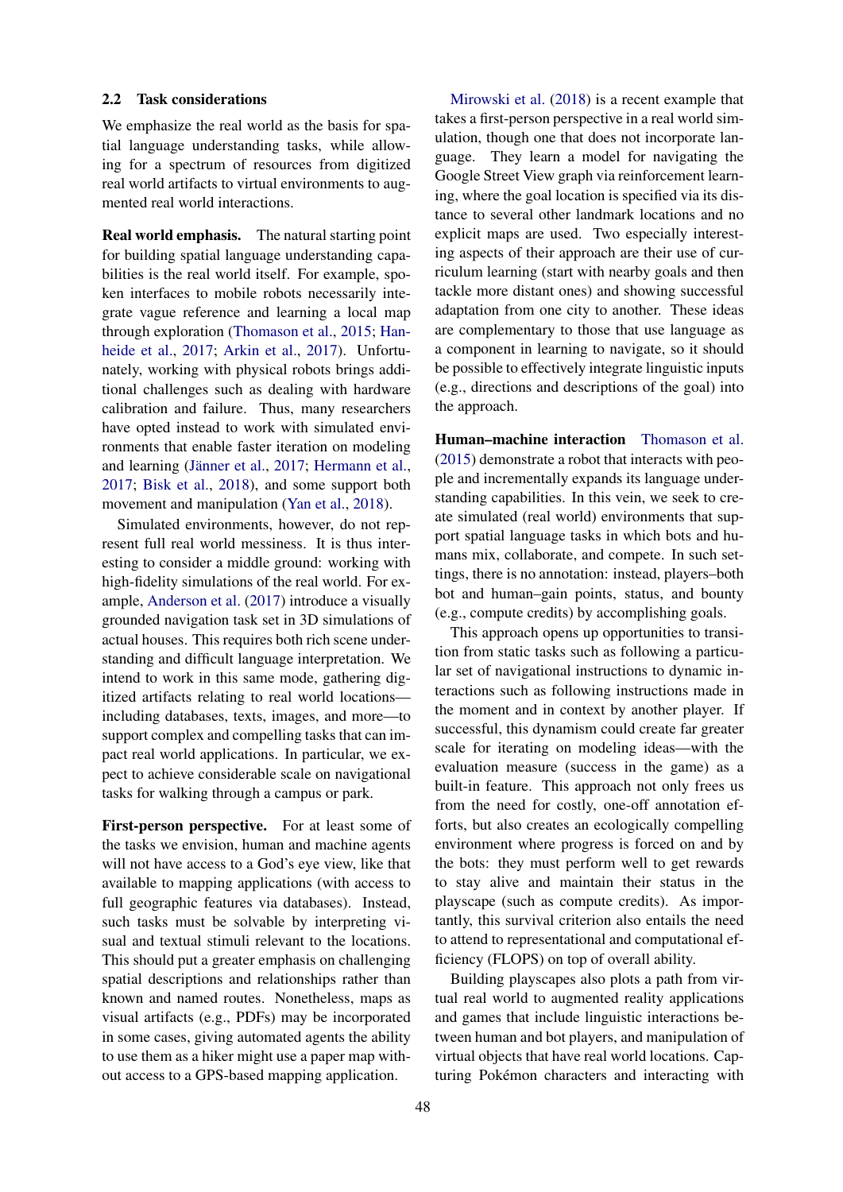### 2.2 Task considerations

We emphasize the real world as the basis for spatial language understanding tasks, while allowing for a spectrum of resources from digitized real world artifacts to virtual environments to augmented real world interactions.

**Real world emphasis.** The natural starting point for building spatial language understanding capabilities is the real world itself. For example, spoken interfaces to mobile robots necessarily integrate vague reference and learning a local map through exploration (Thomason et al., 2015; Hanheide et al., 2017; Arkin et al., 2017). Unfortunately, working with physical robots brings additional challenges such as dealing with hardware calibration and failure. Thus, many researchers have opted instead to work with simulated environments that enable faster iteration on modeling and learning (Jänner et al., 2017; Hermann et al., 2017; Bisk et al., 2018), and some support both movement and manipulation (Yan et al., 2018).

Simulated environments, however, do not represent full real world messiness. It is thus interesting to consider a middle ground: working with high-fidelity simulations of the real world. For example, Anderson et al. (2017) introduce a visually grounded navigation task set in 3D simulations of actual houses. This requires both rich scene understanding and difficult language interpretation. We intend to work in this same mode, gathering digitized artifacts relating to real world locations—including databases, texts, images, and more—to support complex and compelling tasks that can impact real world applications. In particular, we expect to achieve considerable scale on navigational tasks for walking through a campus or park.

**First-person perspective.** For at least some of the tasks we envision, human and machine agents will not have access to a God's eye view, like that available to mapping applications (with access to full geographic features via databases). Instead, such tasks must be solvable by interpreting visual and textual stimuli relevant to the locations. This should put a greater emphasis on challenging spatial descriptions and relationships rather than known and named routes. Nonetheless, maps as visual artifacts (e.g., PDFs) may be incorporated in some cases, giving automated agents the ability to use them as a hiker might use a paper map without access to a GPS-based mapping application.

Mirowski et al. (2018) is a recent example that takes a first-person perspective in a real world simulation, though one that does not incorporate language. They learn a model for navigating the Google Street View graph via reinforcement learning, where the goal location is specified via its distance to several other landmark locations and no explicit maps are used. Two especially interesting aspects of their approach are their use of curriculum learning (start with nearby goals and then tackle more distant ones) and showing successful adaptation from one city to another. These ideas are complementary to those that use language as a component in learning to navigate, so it should be possible to effectively integrate linguistic inputs (e.g., directions and descriptions of the goal) into the approach.

**Human–machine interaction** Thomason et al. (2015) demonstrate a robot that interacts with people and incrementally expands its language understanding capabilities. In this vein, we seek to create simulated (real world) environments that support spatial language tasks in which bots and humans mix, collaborate, and compete. In such settings, there is no annotation: instead, players–both bot and human–gain points, status, and bounty (e.g., compute credits) by accomplishing goals.

This approach opens up opportunities to transition from static tasks such as following a particular set of navigational instructions to dynamic interactions such as following instructions made in the moment and in context by another player. If successful, this dynamism could create far greater scale for iterating on modeling ideas—with the evaluation measure (success in the game) as a built-in feature. This approach not only frees us from the need for costly, one-off annotation efforts, but also creates an ecologically compelling environment where progress is forced on and by the bots: they must perform well to get rewards to stay alive and maintain their status in the playscape (such as compute credits). As importantly, this survival criterion also entails the need to attend to representational and computational efficiency (FLOPS) on top of overall ability.

Building playscapes also plots a path from virtual real world to augmented reality applications and games that include linguistic interactions between human and bot players, and manipulation of virtual objects that have real world locations. Capturing Pokémon characters and interacting with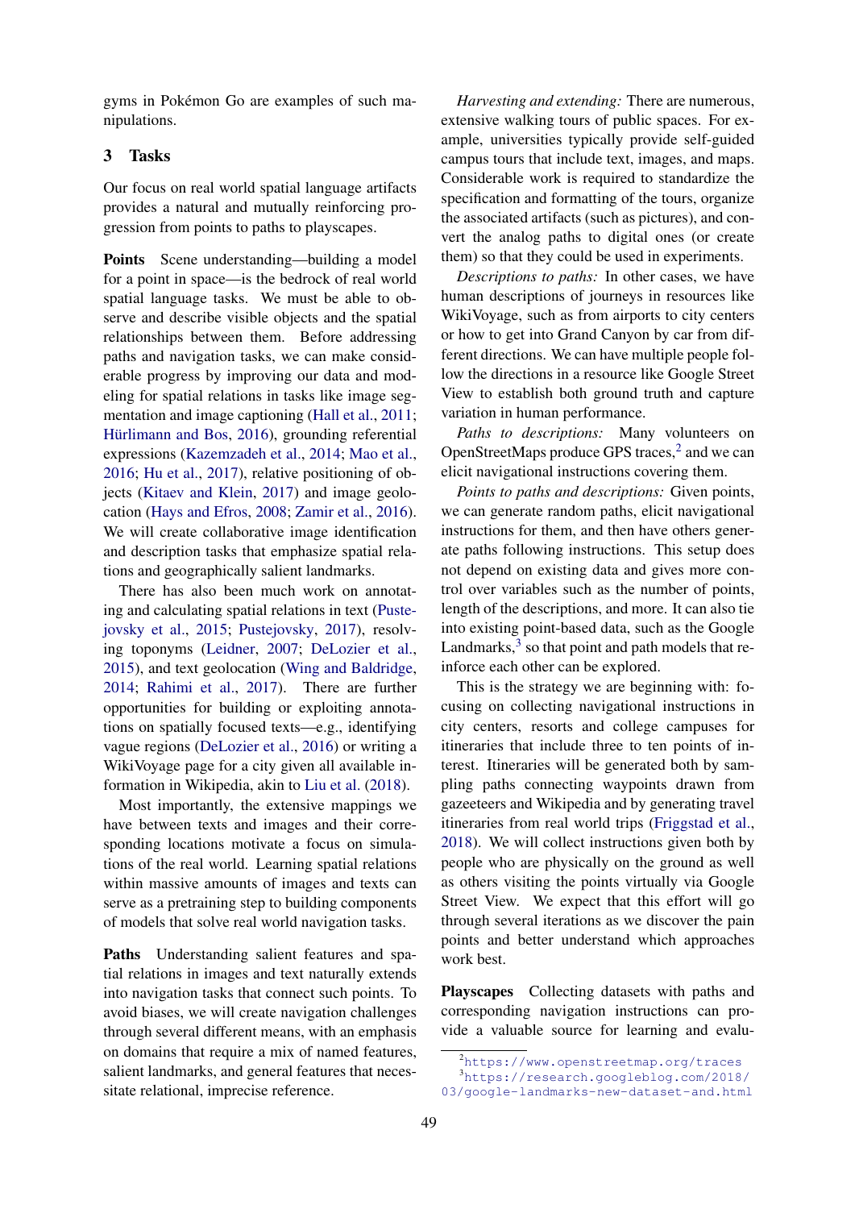gyms in Pokémon Go are examples of such manipulations.

## 3 Tasks

Our focus on real world spatial language artifacts provides a natural and mutually reinforcing progression from points to paths to playscapes.

**Points** Scene understanding—building a model for a point in space—is the bedrock of real world spatial language tasks. We must be able to observe and describe visible objects and the spatial relationships between them. Before addressing paths and navigation tasks, we can make considerable progress by improving our data and modeling for spatial relations in tasks like image segmentation and image captioning (Hall et al., 2011; Hürlimann and Bos, 2016), grounding referential expressions (Kazemzadeh et al., 2014; Mao et al., 2016; Hu et al., 2017), relative positioning of objects (Kitaev and Klein, 2017) and image geolocation (Hays and Efros, 2008; Zamir et al., 2016). We will create collaborative image identification and description tasks that emphasize spatial relations and geographically salient landmarks.

There has also been much work on annotating and calculating spatial relations in text (Pustejovsky et al., 2015; Pustejovsky, 2017), resolving toponyms (Leidner, 2007; DeLozier et al., 2015), and text geolocation (Wing and Baldridge, 2014; Rahimi et al., 2017). There are further opportunities for building or exploiting annotations on spatially focused texts—e.g., identifying vague regions (DeLozier et al., 2016) or writing a WikiVoyage page for a city given all available information in Wikipedia, akin to Liu et al. (2018).

Most importantly, the extensive mappings we have between texts and images and their corresponding locations motivate a focus on simulations of the real world. Learning spatial relations within massive amounts of images and texts can serve as a pretraining step to building components of models that solve real world navigation tasks.

**Paths** Understanding salient features and spatial relations in images and text naturally extends into navigation tasks that connect such points. To avoid biases, we will create navigation challenges through several different means, with an emphasis on domains that require a mix of named features, salient landmarks, and general features that necessitate relational, imprecise reference.

*Harvesting and extending:* There are numerous, extensive walking tours of public spaces. For example, universities typically provide self-guided campus tours that include text, images, and maps. Considerable work is required to standardize the specification and formatting of the tours, organize the associated artifacts (such as pictures), and convert the analog paths to digital ones (or create them) so that they could be used in experiments.

*Descriptions to paths:* In other cases, we have human descriptions of journeys in resources like WikiVoyage, such as from airports to city centers or how to get into Grand Canyon by car from different directions. We can have multiple people follow the directions in a resource like Google Street View to establish both ground truth and capture variation in human performance.

*Paths to descriptions:* Many volunteers on OpenStreetMaps produce GPS traces,[2] and we can elicit navigational instructions covering them.

*Points to paths and descriptions:* Given points, we can generate random paths, elicit navigational instructions for them, and then have others generate paths following instructions. This setup does not depend on existing data and gives more control over variables such as the number of points, length of the descriptions, and more. It can also tie into existing point-based data, such as the Google Landmarks,[3] so that point and path models that reinforce each other can be explored.

This is the strategy we are beginning with: focusing on collecting navigational instructions in city centers, resorts and college campuses for itineraries that include three to ten points of interest. Itineraries will be generated both by sampling paths connecting waypoints drawn from gazeteeers and Wikipedia and by generating travel itineraries from real world trips (Friggstad et al., 2018). We will collect instructions given both by people who are physically on the ground as well as others visiting the points virtually via Google Street View. We expect that this effort will go through several iterations as we discover the pain points and better understand which approaches work best.

**Playscapes** Collecting datasets with paths and corresponding navigation instructions can provide a valuable source for learning and evalu-

[2] https://www.openstreetmap.org/traces

[3] https://research.googleblog.com/2018/03/google-landmarks-new-dataset-and.html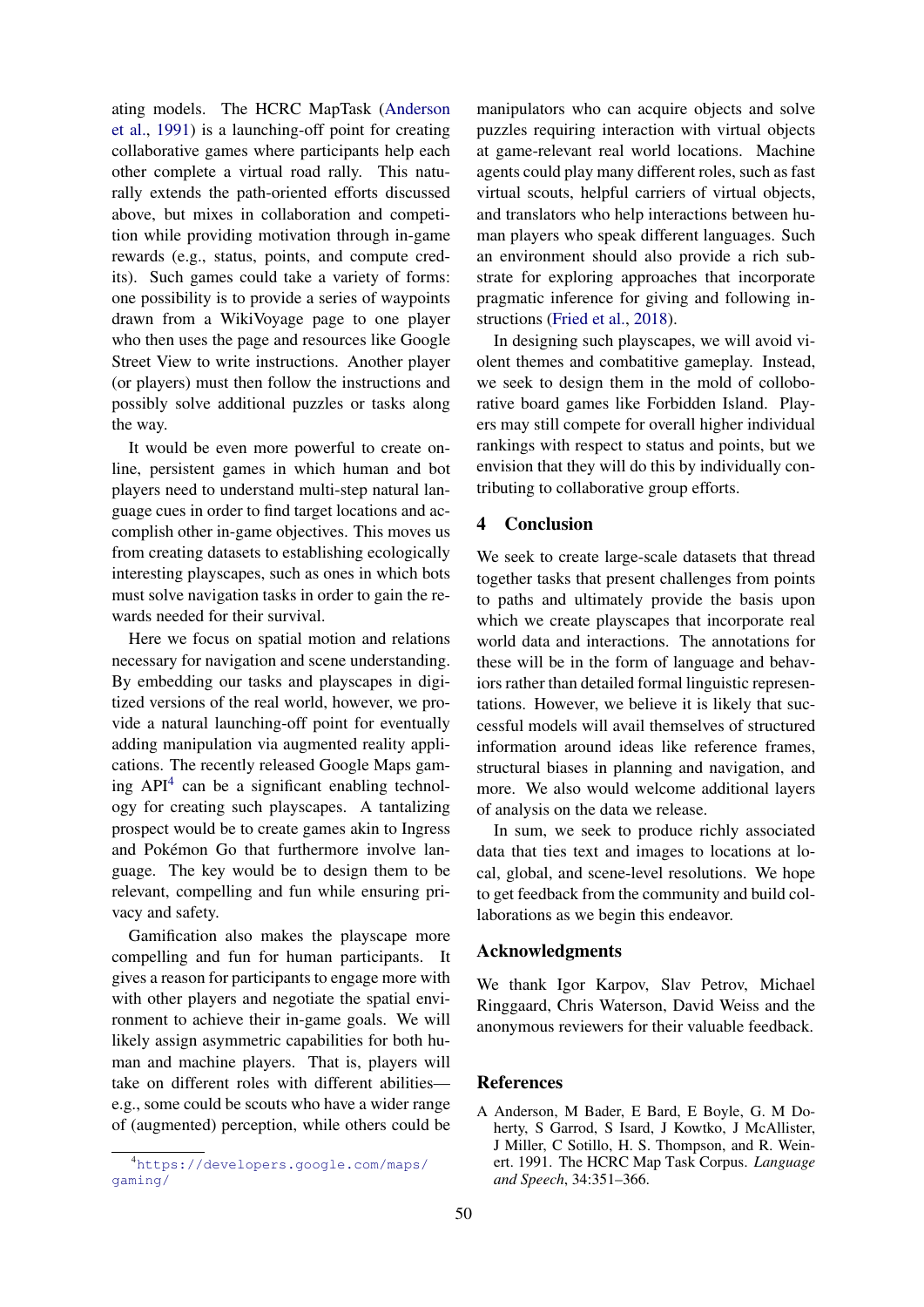ating models. The HCRC MapTask (Anderson et al., 1991) is a launching-off point for creating collaborative games where participants help each other complete a virtual road rally. This naturally extends the path-oriented efforts discussed above, but mixes in collaboration and competition while providing motivation through in-game rewards (e.g., status, points, and compute credits). Such games could take a variety of forms: one possibility is to provide a series of waypoints drawn from a WikiVoyage page to one player who then uses the page and resources like Google Street View to write instructions. Another player (or players) must then follow the instructions and possibly solve additional puzzles or tasks along the way.

It would be even more powerful to create online, persistent games in which human and bot players need to understand multi-step natural language cues in order to find target locations and accomplish other in-game objectives. This moves us from creating datasets to establishing ecologically interesting playscapes, such as ones in which bots must solve navigation tasks in order to gain the rewards needed for their survival.

Here we focus on spatial motion and relations necessary for navigation and scene understanding. By embedding our tasks and playscapes in digitized versions of the real world, however, we provide a natural launching-off point for eventually adding manipulation via augmented reality applications. The recently released Google Maps gaming API[4] can be a significant enabling technology for creating such playscapes. A tantalizing prospect would be to create games akin to Ingress and Pokémon Go that furthermore involve language. The key would be to design them to be relevant, compelling and fun while ensuring privacy and safety.

Gamification also makes the playscape more compelling and fun for human participants. It gives a reason for participants to engage more with with other players and negotiate the spatial environment to achieve their in-game goals. We will likely assign asymmetric capabilities for both human and machine players. That is, players will take on different roles with different abilities—e.g., some could be scouts who have a wider range of (augmented) perception, while others could be manipulators who can acquire objects and solve puzzles requiring interaction with virtual objects at game-relevant real world locations. Machine agents could play many different roles, such as fast virtual scouts, helpful carriers of virtual objects, and translators who help interactions between human players who speak different languages. Such an environment should also provide a rich substrate for exploring approaches that incorporate pragmatic inference for giving and following instructions (Fried et al., 2018).

In designing such playscapes, we will avoid violent themes and combatitive gameplay. Instead, we seek to design them in the mold of colloborative board games like Forbidden Island. Players may still compete for overall higher individual rankings with respect to status and points, but we envision that they will do this by individually contributing to collaborative group efforts.

[4] https://developers.google.com/maps/gaming/

## 4 Conclusion

We seek to create large-scale datasets that thread together tasks that present challenges from points to paths and ultimately provide the basis upon which we create playscapes that incorporate real world data and interactions. The annotations for these will be in the form of language and behaviors rather than detailed formal linguistic representations. However, we believe it is likely that successful models will avail themselves of structured information around ideas like reference frames, structural biases in planning and navigation, and more. We also would welcome additional layers of analysis on the data we release.

In sum, we seek to produce richly associated data that ties text and images to locations at local, global, and scene-level resolutions. We hope to get feedback from the community and build collaborations as we begin this endeavor.

## Acknowledgments

We thank Igor Karpov, Slav Petrov, Michael Ringgaard, Chris Waterson, David Weiss and the anonymous reviewers for their valuable feedback.

## References

A Anderson, M Bader, E Bard, E Boyle, G. M Doherty, S Garrod, S Isard, J Kowtko, J McAllister, J Miller, C Sotillo, H. S. Thompson, and R. Weinert. 1991. The HCRC Map Task Corpus. *Language and Speech*, 34:351–366.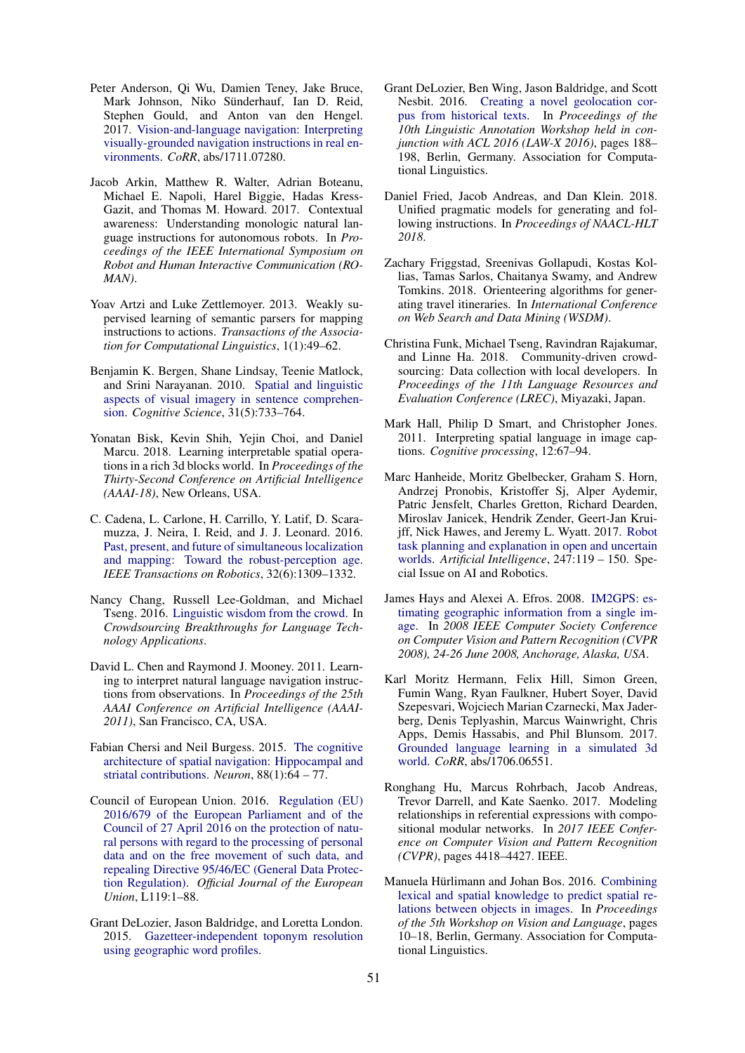Peter Anderson, Qi Wu, Damien Teney, Jake Bruce, Mark Johnson, Niko Sünderhauf, Ian D. Reid, Stephen Gould, and Anton van den Hengel. 2017. Vision-and-language navigation: Interpreting visually-grounded navigation instructions in real environments. *CoRR*, abs/1711.07280.

Jacob Arkin, Matthew R. Walter, Adrian Boteanu, Michael E. Napoli, Harel Biggie, Hadas Kress-Gazit, and Thomas M. Howard. 2017. Contextual awareness: Understanding monologic natural language instructions for autonomous robots. In *Proceedings of the IEEE International Symposium on Robot and Human Interactive Communication (RO-MAN)*.

Yoav Artzi and Luke Zettlemoyer. 2013. Weakly supervised learning of semantic parsers for mapping instructions to actions. *Transactions of the Association for Computational Linguistics*, 1(1):49–62.

Benjamin K. Bergen, Shane Lindsay, Teenie Matlock, and Srini Narayanan. 2010. Spatial and linguistic aspects of visual imagery in sentence comprehension. *Cognitive Science*, 31(5):733–764.

Yonatan Bisk, Kevin Shih, Yejin Choi, and Daniel Marcu. 2018. Learning interpretable spatial operations in a rich 3d blocks world. In *Proceedings of the Thirty-Second Conference on Artificial Intelligence (AAAI-18)*, New Orleans, USA.

C. Cadena, L. Carlone, H. Carrillo, Y. Latif, D. Scaramuzza, J. Neira, I. Reid, and J. J. Leonard. 2016. Past, present, and future of simultaneous localization and mapping: Toward the robust-perception age. *IEEE Transactions on Robotics*, 32(6):1309–1332.

Nancy Chang, Russell Lee-Goldman, and Michael Tseng. 2016. Linguistic wisdom from the crowd. In *Crowdsourcing Breakthroughs for Language Technology Applications*.

David L. Chen and Raymond J. Mooney. 2011. Learning to interpret natural language navigation instructions from observations. In *Proceedings of the 25th AAAI Conference on Artificial Intelligence (AAAI-2011)*, San Francisco, CA, USA.

Fabian Chersi and Neil Burgess. 2015. The cognitive architecture of spatial navigation: Hippocampal and striatal contributions. *Neuron*, 88(1):64 – 77.

Council of European Union. 2016. Regulation (EU) 2016/679 of the European Parliament and of the Council of 27 April 2016 on the protection of natural persons with regard to the processing of personal data and on the free movement of such data, and repealing Directive 95/46/EC (General Data Protection Regulation). *Official Journal of the European Union*, L119:1–88.

Grant DeLozier, Jason Baldridge, and Loretta London. 2015. Gazetteer-independent toponym resolution using geographic word profiles.

Grant DeLozier, Ben Wing, Jason Baldridge, and Scott Nesbit. 2016. Creating a novel geolocation corpus from historical texts. In *Proceedings of the 10th Linguistic Annotation Workshop held in conjunction with ACL 2016 (LAW-X 2016)*, pages 188–198, Berlin, Germany. Association for Computational Linguistics.

Daniel Fried, Jacob Andreas, and Dan Klein. 2018. Unified pragmatic models for generating and following instructions. In *Proceedings of NAACL-HLT 2018*.

Zachary Friggstad, Sreenivas Gollapudi, Kostas Kollias, Tamas Sarlos, Chaitanya Swamy, and Andrew Tomkins. 2018. Orienteering algorithms for generating travel itineraries. In *International Conference on Web Search and Data Mining (WSDM)*.

Christina Funk, Michael Tseng, Ravindran Rajakumar, and Linne Ha. 2018. Community-driven crowdsourcing: Data collection with local developers. In *Proceedings of the 11th Language Resources and Evaluation Conference (LREC)*, Miyazaki, Japan.

Mark Hall, Philip D Smart, and Christopher Jones. 2011. Interpreting spatial language in image captions. *Cognitive processing*, 12:67–94.

Marc Hanheide, Moritz Gbelbecker, Graham S. Horn, Andrzej Pronobis, Kristoffer Sj, Alper Aydemir, Patric Jensfelt, Charles Gretton, Richard Dearden, Miroslav Janicek, Hendrik Zender, Geert-Jan Kruijff, Nick Hawes, and Jeremy L. Wyatt. 2017. Robot task planning and explanation in open and uncertain worlds. *Artificial Intelligence*, 247:119 – 150. Special Issue on AI and Robotics.

James Hays and Alexei A. Efros. 2008. IM2GPS: estimating geographic information from a single image. In *2008 IEEE Computer Society Conference on Computer Vision and Pattern Recognition (CVPR 2008), 24-26 June 2008, Anchorage, Alaska, USA*.

Karl Moritz Hermann, Felix Hill, Simon Green, Fumin Wang, Ryan Faulkner, Hubert Soyer, David Szepesvari, Wojciech Marian Czarnecki, Max Jaderberg, Denis Teplyashin, Marcus Wainwright, Chris Apps, Demis Hassabis, and Phil Blunsom. 2017. Grounded language learning in a simulated 3d world. *CoRR*, abs/1706.06551.

Ronghang Hu, Marcus Rohrbach, Jacob Andreas, Trevor Darrell, and Kate Saenko. 2017. Modeling relationships in referential expressions with compositional modular networks. In *2017 IEEE Conference on Computer Vision and Pattern Recognition (CVPR)*, pages 4418–4427. IEEE.

Manuela Hürlimann and Johan Bos. 2016. Combining lexical and spatial knowledge to predict spatial relations between objects in images. In *Proceedings of the 5th Workshop on Vision and Language*, pages 10–18, Berlin, Germany. Association for Computational Linguistics.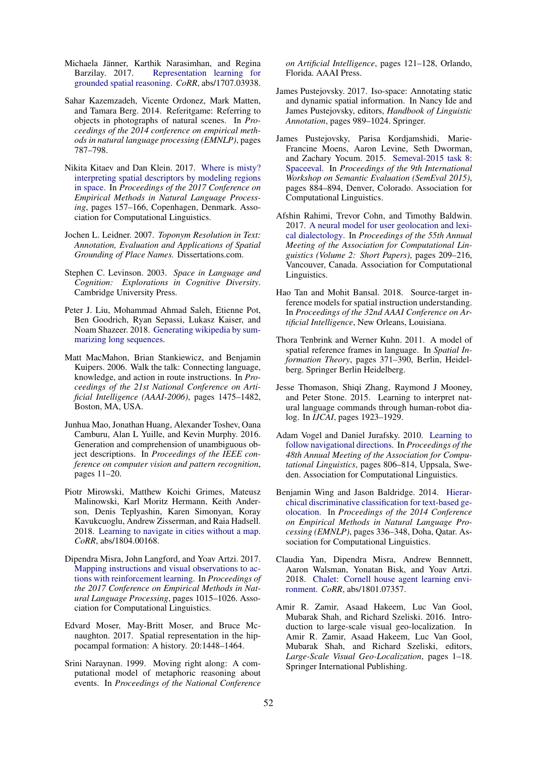Michaela Jänner, Karthik Narasimhan, and Regina Barzilay. 2017. Representation learning for grounded spatial reasoning. *CoRR*, abs/1707.03938.

Sahar Kazemzadeh, Vicente Ordonez, Mark Matten, and Tamara Berg. 2014. Referitgame: Referring to objects in photographs of natural scenes. In *Proceedings of the 2014 conference on empirical methods in natural language processing (EMNLP)*, pages 787–798.

Nikita Kitaev and Dan Klein. 2017. Where is misty? interpreting spatial descriptors by modeling regions in space. In *Proceedings of the 2017 Conference on Empirical Methods in Natural Language Processing*, pages 157–166, Copenhagen, Denmark. Association for Computational Linguistics.

Jochen L. Leidner. 2007. *Toponym Resolution in Text: Annotation, Evaluation and Applications of Spatial Grounding of Place Names*. Dissertations.com.

Stephen C. Levinson. 2003. *Space in Language and Cognition: Explorations in Cognitive Diversity*. Cambridge University Press.

Peter J. Liu, Mohammad Ahmad Saleh, Etienne Pot, Ben Goodrich, Ryan Sepassi, Lukasz Kaiser, and Noam Shazeer. 2018. Generating wikipedia by summarizing long sequences.

Matt MacMahon, Brian Stankiewicz, and Benjamin Kuipers. 2006. Walk the talk: Connecting language, knowledge, and action in route instructions. In *Proceedings of the 21st National Conference on Artificial Intelligence (AAAI-2006)*, pages 1475–1482, Boston, MA, USA.

Junhua Mao, Jonathan Huang, Alexander Toshev, Oana Camburu, Alan L Yuille, and Kevin Murphy. 2016. Generation and comprehension of unambiguous object descriptions. In *Proceedings of the IEEE conference on computer vision and pattern recognition*, pages 11–20.

Piotr Mirowski, Matthew Koichi Grimes, Mateusz Malinowski, Karl Moritz Hermann, Keith Anderson, Denis Teplyashin, Karen Simonyan, Koray Kavukcuoglu, Andrew Zisserman, and Raia Hadsell. 2018. Learning to navigate in cities without a map. *CoRR*, abs/1804.00168.

Dipendra Misra, John Langford, and Yoav Artzi. 2017. Mapping instructions and visual observations to actions with reinforcement learning. In *Proceedings of the 2017 Conference on Empirical Methods in Natural Language Processing*, pages 1015–1026. Association for Computational Linguistics.

Edvard Moser, May-Britt Moser, and Bruce Mcnaughton. 2017. Spatial representation in the hippocampal formation: A history. 20:1448–1464.

Srini Narayanan. 1999. Moving right along: A computational model of metaphoric reasoning about events. In *Proceedings of the National Conference on Artificial Intelligence*, pages 121–128, Orlando, Florida. AAAI Press.

James Pustejovsky. 2017. Iso-space: Annotating static and dynamic spatial information. In Nancy Ide and James Pustejovsky, editors, *Handbook of Linguistic Annotation*, pages 989–1024. Springer.

James Pustejovsky, Parisa Kordjamshidi, Marie-Francine Moens, Aaron Levine, Seth Dworman, and Zachary Yocum. 2015. Semeval-2015 task 8: Spaceeval. In *Proceedings of the 9th International Workshop on Semantic Evaluation (SemEval 2015)*, pages 884–894, Denver, Colorado. Association for Computational Linguistics.

Afshin Rahimi, Trevor Cohn, and Timothy Baldwin. 2017. A neural model for user geolocation and lexical dialectology. In *Proceedings of the 55th Annual Meeting of the Association for Computational Linguistics (Volume 2: Short Papers)*, pages 209–216, Vancouver, Canada. Association for Computational Linguistics.

Hao Tan and Mohit Bansal. 2018. Source-target inference models for spatial instruction understanding. In *Proceedings of the 32nd AAAI Conference on Artificial Intelligence*, New Orleans, Louisiana.

Thora Tenbrink and Werner Kuhn. 2011. A model of spatial reference frames in language. In *Spatial Information Theory*, pages 371–390, Berlin, Heidelberg. Springer Berlin Heidelberg.

Jesse Thomason, Shiqi Zhang, Raymond J Mooney, and Peter Stone. 2015. Learning to interpret natural language commands through human-robot dialog. In *IJCAI*, pages 1923–1929.

Adam Vogel and Daniel Jurafsky. 2010. Learning to follow navigational directions. In *Proceedings of the 48th Annual Meeting of the Association for Computational Linguistics*, pages 806–814, Uppsala, Sweden. Association for Computational Linguistics.

Benjamin Wing and Jason Baldridge. 2014. Hierarchical discriminative classification for text-based geolocation. In *Proceedings of the 2014 Conference on Empirical Methods in Natural Language Processing (EMNLP)*, pages 336–348, Doha, Qatar. Association for Computational Linguistics.

Claudia Yan, Dipendra Misra, Andrew Bennnett, Aaron Walsman, Yonatan Bisk, and Yoav Artzi. 2018. Chalet: Cornell house agent learning environment. *CoRR*, abs/1801.07357.

Amir R. Zamir, Asaad Hakeem, Luc Van Gool, Mubarak Shah, and Richard Szeliski. 2016. Introduction to large-scale visual geo-localization. In Amir R. Zamir, Asaad Hakeem, Luc Van Gool, Mubarak Shah, and Richard Szeliski, editors, *Large-Scale Visual Geo-Localization*, pages 1–18. Springer International Publishing.